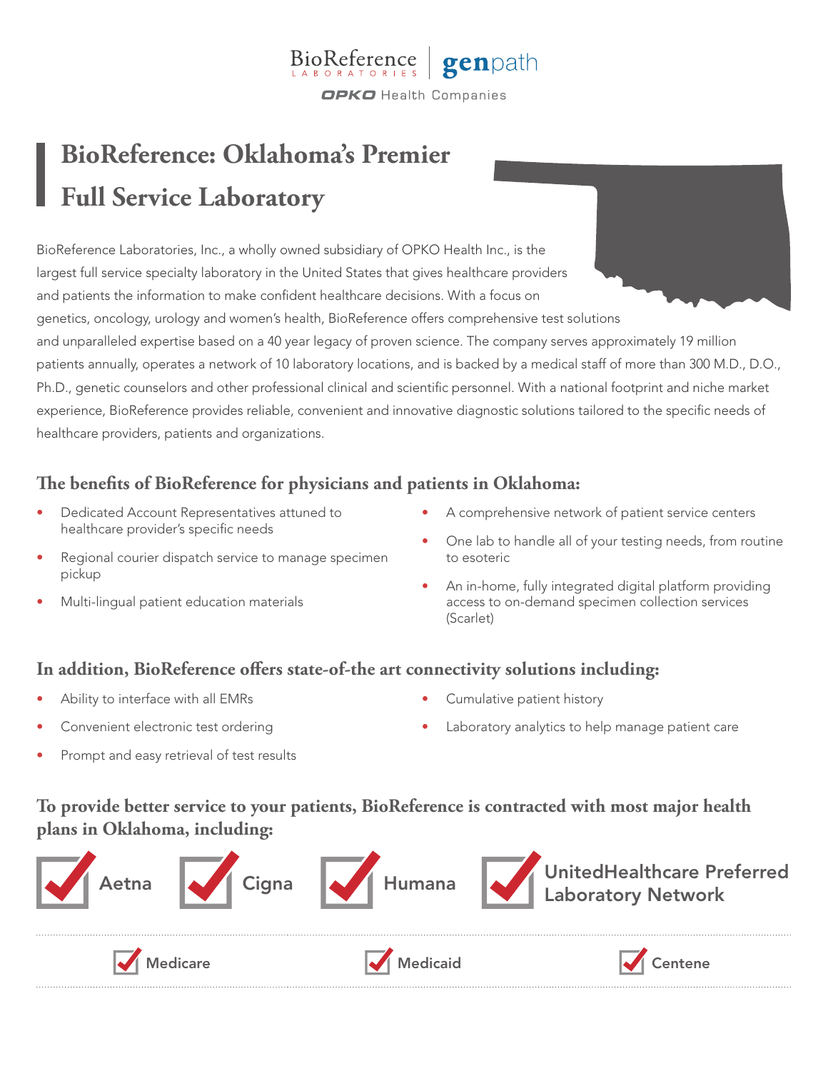BioReference LABORATORIES | genpath

OPKO Health Companies

# BioReference: Oklahoma's Premier Full Service Laboratory

BioReference Laboratories, Inc., a wholly owned subsidiary of OPKO Health Inc., is the largest full service specialty laboratory in the United States that gives healthcare providers and patients the information to make confident healthcare decisions. With a focus on genetics, oncology, urology and women's health, BioReference offers comprehensive test solutions and unparalleled expertise based on a 40 year legacy of proven science. The company serves approximately 19 million patients annually, operates a network of 10 laboratory locations, and is backed by a medical staff of more than 300 M.D., D.O., Ph.D., genetic counselors and other professional clinical and scientific personnel. With a national footprint and niche market experience, BioReference provides reliable, convenient and innovative diagnostic solutions tailored to the specific needs of healthcare providers, patients and organizations.

## The benefits of BioReference for physicians and patients in Oklahoma:

- Dedicated Account Representatives attuned to healthcare provider's specific needs
- Regional courier dispatch service to manage specimen pickup
- Multi-lingual patient education materials
- A comprehensive network of patient service centers
- One lab to handle all of your testing needs, from routine to esoteric
- An in-home, fully integrated digital platform providing access to on-demand specimen collection services (Scarlet)

## In addition, BioReference offers state-of-the art connectivity solutions including:

- Ability to interface with all EMRs
- Convenient electronic test ordering
- Prompt and easy retrieval of test results
- Cumulative patient history
- Laboratory analytics to help manage patient care

## To provide better service to your patients, BioReference is contracted with most major health plans in Oklahoma, including:

- ✓ Aetna
- ✓ Cigna
- ✓ Humana
- ✓ UnitedHealthcare Preferred Laboratory Network
- ✓ Medicare
- ✓ Medicaid
- ✓ Centene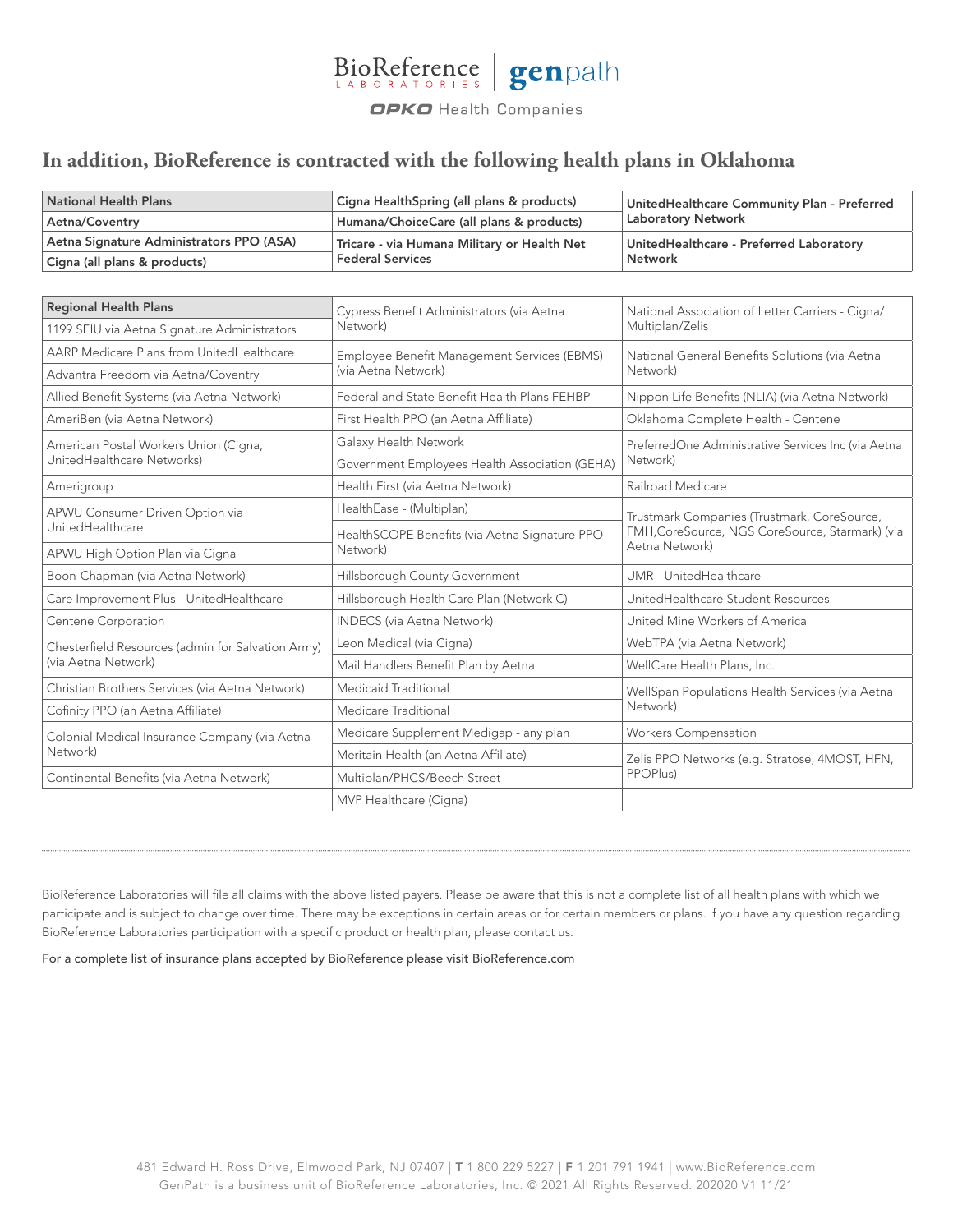# In addition, BioReference is contracted with the following health plans in Oklahoma

| | | |
|---|---|---|
| **National Health Plans** | **Cigna HealthSpring (all plans & products)** | **UnitedHealthcare Community Plan - Preferred Laboratory Network** |
| **Aetna/Coventry** | **Humana/ChoiceCare (all plans & products)** | |
| **Aetna Signature Administrators PPO (ASA)** | **Tricare - via Humana Military or Health Net Federal Services** | **UnitedHealthcare - Preferred Laboratory Network** |
| **Cigna (all plans & products)** | | |

| | | |
|---|---|---|
| **Regional Health Plans** | Cypress Benefit Administrators (via Aetna Network) | National Association of Letter Carriers - Cigna/ Multiplan/Zelis |
| 1199 SEIU via Aetna Signature Administrators | | |
| AARP Medicare Plans from UnitedHealthcare | Employee Benefit Management Services (EBMS) (via Aetna Network) | National General Benefits Solutions (via Aetna Network) |
| Advantra Freedom via Aetna/Coventry | | |
| Allied Benefit Systems (via Aetna Network) | Federal and State Benefit Health Plans FEHBP | Nippon Life Benefits (NLIA) (via Aetna Network) |
| AmeriBen (via Aetna Network) | First Health PPO (an Aetna Affiliate) | Oklahoma Complete Health - Centene |
| American Postal Workers Union (Cigna, UnitedHealthcare Networks) | Galaxy Health Network | PreferredOne Administrative Services Inc (via Aetna Network) |
| | Government Employees Health Association (GEHA) | |
| Amerigroup | Health First (via Aetna Network) | Railroad Medicare |
| APWU Consumer Driven Option via UnitedHealthcare | HealthEase - (Multiplan) | Trustmark Companies (Trustmark, CoreSource, FMH,CoreSource, NGS CoreSource, Starmark) (via Aetna Network) |
| APWU High Option Plan via Cigna | HealthSCOPE Benefits (via Aetna Signature PPO Network) | |
| Boon-Chapman (via Aetna Network) | Hillsborough County Government | UMR - UnitedHealthcare |
| Care Improvement Plus - UnitedHealthcare | Hillsborough Health Care Plan (Network C) | UnitedHealthcare Student Resources |
| Centene Corporation | INDECS (via Aetna Network) | United Mine Workers of America |
| Chesterfield Resources (admin for Salvation Army) (via Aetna Network) | Leon Medical (via Cigna) | WebTPA (via Aetna Network) |
| | Mail Handlers Benefit Plan by Aetna | WellCare Health Plans, Inc. |
| Christian Brothers Services (via Aetna Network) | Medicaid Traditional | WellSpan Populations Health Services (via Aetna Network) |
| Cofinity PPO (an Aetna Affiliate) | Medicare Traditional | |
| Colonial Medical Insurance Company (via Aetna Network) | Medicare Supplement Medigap - any plan | Workers Compensation |
| | Meritain Health (an Aetna Affiliate) | Zelis PPO Networks (e.g. Stratose, 4MOST, HFN, PPOPlus) |
| Continental Benefits (via Aetna Network) | Multiplan/PHCS/Beech Street | |
| | MVP Healthcare (Cigna) | |

BioReference Laboratories will file all claims with the above listed payers. Please be aware that this is not a complete list of all health plans with which we participate and is subject to change over time. There may be exceptions in certain areas or for certain members or plans. If you have any question regarding BioReference Laboratories participation with a specific product or health plan, please contact us.

For a complete list of insurance plans accepted by BioReference please visit BioReference.com

481 Edward H. Ross Drive, Elmwood Park, NJ 07407 | T 1 800 229 5227 | F 1 201 791 1941 | www.BioReference.com
GenPath is a business unit of BioReference Laboratories, Inc. © 2021 All Rights Reserved. 202020 V1 11/21